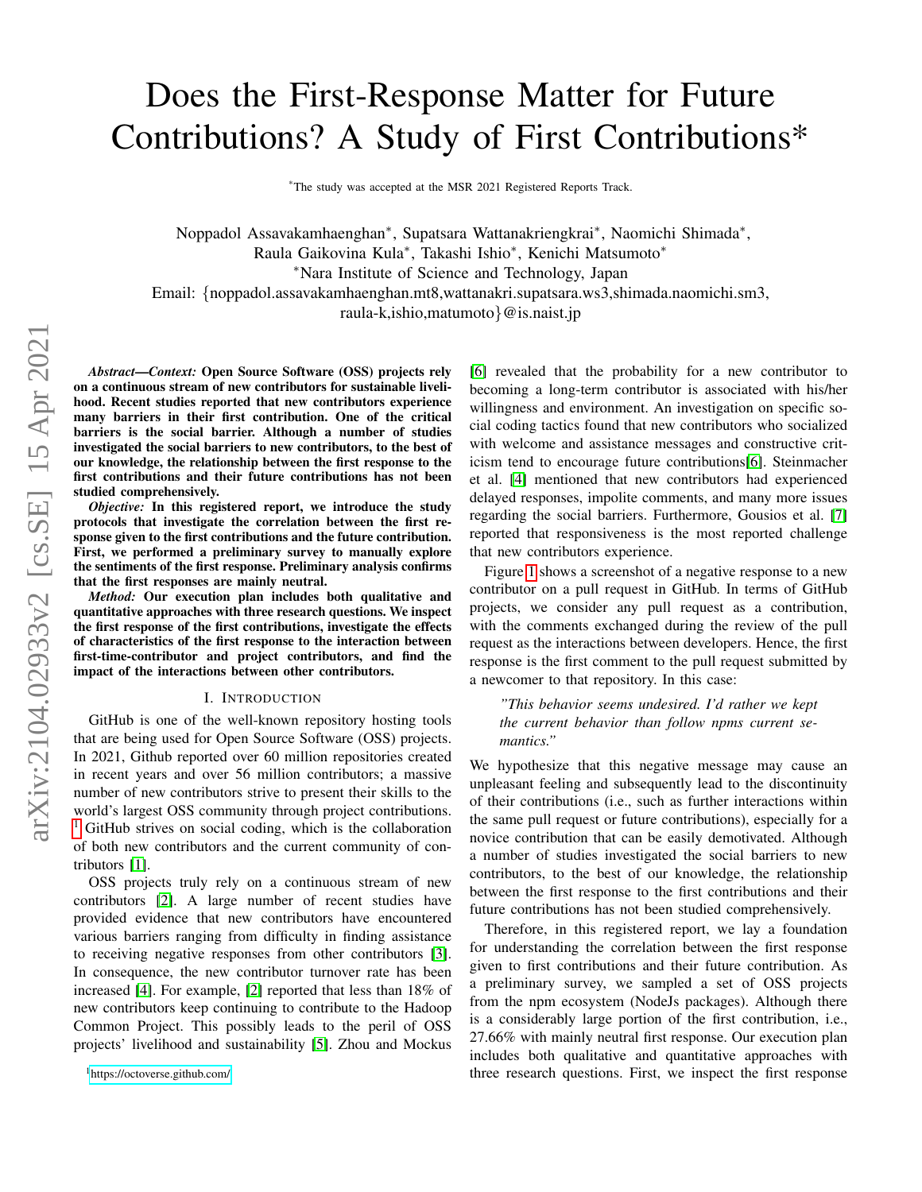# Does the First-Response Matter for Future Contributions? A Study of First Contributions*

*The study was accepted at the MSR 2021 Registered Reports Track.

Noppadol Assavakamhaenghan*, Supatsara Wattanakriengkrai*, Naomichi Shimada*, Raula Gaikovina Kula*, Takashi Ishio*, Kenichi Matsumoto*

*Nara Institute of Science and Technology, Japan

Email: {noppadol.assavakamhaenghan.mt8,wattanakri.supatsara.ws3,shimada.naomichi.sm3, raula-k,ishio,matumoto}@is.naist.jp

***Abstract*—*Context:*** **Open Source Software (OSS) projects rely on a continuous stream of new contributors for sustainable livelihood. Recent studies reported that new contributors experience many barriers in their first contribution. One of the critical barriers is the social barrier. Although a number of studies investigated the social barriers to new contributors, to the best of our knowledge, the relationship between the first response to the first contributions and their future contributions has not been studied comprehensively.**

***Objective:*** **In this registered report, we introduce the study protocols that investigate the correlation between the first response given to the first contributions and the future contribution. First, we performed a preliminary survey to manually explore the sentiments of the first response. Preliminary analysis confirms that the first responses are mainly neutral.**

***Method:*** **Our execution plan includes both qualitative and quantitative approaches with three research questions. We inspect the first response of the first contributions, investigate the effects of characteristics of the first response to the interaction between first-time-contributor and project contributors, and find the impact of the interactions between other contributors.**

## I. Introduction

GitHub is one of the well-known repository hosting tools that are being used for Open Source Software (OSS) projects. In 2021, Github reported over 60 million repositories created in recent years and over 56 million contributors; a massive number of new contributors strive to present their skills to the world's largest OSS community through project contributions.[1] GitHub strives on social coding, which is the collaboration of both new contributors and the current community of contributors [1].

OSS projects truly rely on a continuous stream of new contributors [2]. A large number of recent studies have provided evidence that new contributors have encountered various barriers ranging from difficulty in finding assistance to receiving negative responses from other contributors [3]. In consequence, the new contributor turnover rate has been increased [4]. For example, [2] reported that less than 18% of new contributors keep continuing to contribute to the Hadoop Common Project. This possibly leads to the peril of OSS projects' livelihood and sustainability [5]. Zhou and Mockus [6] revealed that the probability for a new contributor to becoming a long-term contributor is associated with his/her willingness and environment. An investigation on specific social coding tactics found that new contributors who socialized with welcome and assistance messages and constructive criticism tend to encourage future contributions[6]. Steinmacher et al. [4] mentioned that new contributors had experienced delayed responses, impolite comments, and many more issues regarding the social barriers. Furthermore, Gousios et al. [7] reported that responsiveness is the most reported challenge that new contributors experience.

Figure 1 shows a screenshot of a negative response to a new contributor on a pull request in GitHub. In terms of GitHub projects, we consider any pull request as a contribution, with the comments exchanged during the review of the pull request as the interactions between developers. Hence, the first response is the first comment to the pull request submitted by a newcomer to that repository. In this case:

> *"This behavior seems undesired. I'd rather we kept the current behavior than follow npms current semantics."*

We hypothesize that this negative message may cause an unpleasant feeling and subsequently lead to the discontinuity of their contributions (i.e., such as further interactions within the same pull request or future contributions), especially for a novice contribution that can be easily demotivated. Although a number of studies investigated the social barriers to new contributors, to the best of our knowledge, the relationship between the first response to the first contributions and their future contributions has not been studied comprehensively.

Therefore, in this registered report, we lay a foundation for understanding the correlation between the first response given to first contributions and their future contribution. As a preliminary survey, we sampled a set of OSS projects from the npm ecosystem (NodeJs packages). Although there is a considerably large portion of the first contribution, i.e., 27.66% with mainly neutral first response. Our execution plan includes both qualitative and quantitative approaches with three research questions. First, we inspect the first response

[1] https://octoverse.github.com/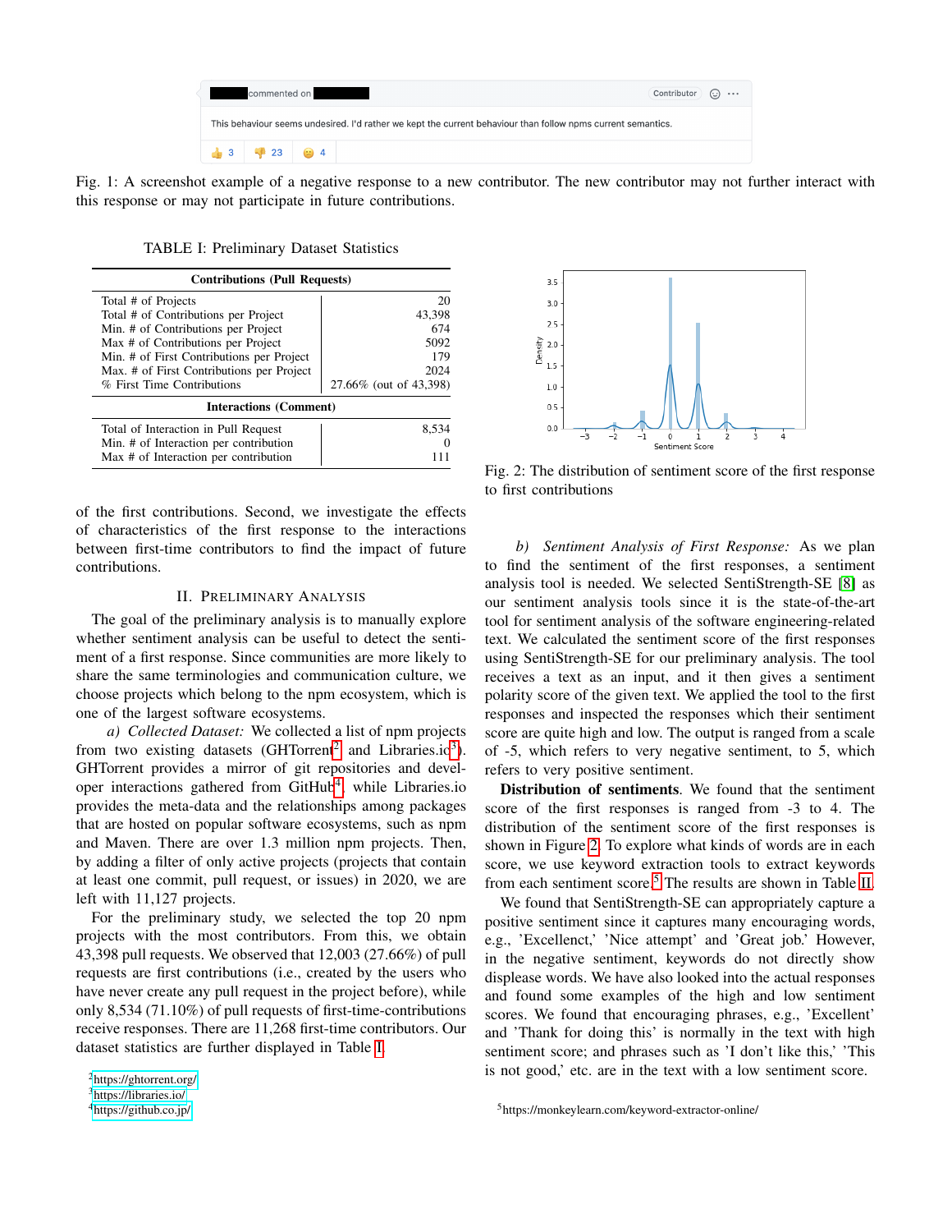Fig. 1: A screenshot example of a negative response to a new contributor. The new contributor may not further interact with this response or may not participate in future contributions.

TABLE I: Preliminary Dataset Statistics

| **Contributions (Pull Requests)** | |
|---|---|
| Total # of Projects | 20 |
| Total # of Contributions per Project | 43,398 |
| Min. # of Contributions per Project | 674 |
| Max # of Contributions per Project | 5092 |
| Min. # of First Contributions per Project | 179 |
| Max. # of First Contributions per Project | 2024 |
| % First Time Contributions | 27.66% (out of 43,398) |
| **Interactions (Comment)** | |
| Total of Interaction in Pull Request | 8,534 |
| Min. # of Interaction per contribution | 0 |
| Max # of Interaction per contribution | 111 |

of the first contributions. Second, we investigate the effects of characteristics of the first response to the interactions between first-time contributors to find the impact of future contributions.

## II. Preliminary Analysis

The goal of the preliminary analysis is to manually explore whether sentiment analysis can be useful to detect the sentiment of a first response. Since communities are more likely to share the same terminologies and communication culture, we choose projects which belong to the npm ecosystem, which is one of the largest software ecosystems.

*a) Collected Dataset:* We collected a list of npm projects from two existing datasets (GHTorrent[2] and Libraries.io[3]). GHTorrent provides a mirror of git repositories and developer interactions gathered from GitHub[4] while Libraries.io provides the meta-data and the relationships among packages that are hosted on popular software ecosystems, such as npm and Maven. There are over 1.3 million npm projects. Then, by adding a filter of only active projects (projects that contain at least one commit, pull request, or issues) in 2020, we are left with 11,127 projects.

For the preliminary study, we selected the top 20 npm projects with the most contributors. From this, we obtain 43,398 pull requests. We observed that 12,003 (27.66%) of pull requests are first contributions (i.e., created by the users who have never create any pull request in the project before), while only 8,534 (71.10%) of pull requests of first-time-contributions receive responses. There are 11,268 first-time contributors. Our dataset statistics are further displayed in Table I.

[2] https://ghtorrent.org/
[3] https://libraries.io/
[4] https://github.co.jp/

Fig. 2: The distribution of sentiment score of the first response to first contributions

*b) Sentiment Analysis of First Response:* As we plan to find the sentiment of the first responses, a sentiment analysis tool is needed. We selected SentiStrength-SE [8] as our sentiment analysis tools since it is the state-of-the-art tool for sentiment analysis of the software engineering-related text. We calculated the sentiment score of the first responses using SentiStrength-SE for our preliminary analysis. The tool receives a text as an input, and it then gives a sentiment polarity score of the given text. We applied the tool to the first responses and inspected the responses which their sentiment score are quite high and low. The output is ranged from a scale of -5, which refers to very negative sentiment, to 5, which refers to very positive sentiment.

**Distribution of sentiments**. We found that the sentiment score of the first responses is ranged from -3 to 4. The distribution of the sentiment score of the first responses is shown in Figure 2. To explore what kinds of words are in each score, we use keyword extraction tools to extract keywords from each sentiment score.[5] The results are shown in Table II.

We found that SentiStrength-SE can appropriately capture a positive sentiment since it captures many encouraging words, e.g., 'Excellent,' 'Nice attempt' and 'Great job.' However, in the negative sentiment, keywords do not directly show displease words. We have also looked into the actual responses and found some examples of the high and low sentiment scores. We found that encouraging phrases, e.g., 'Excellent' and 'Thank for doing this' is normally in the text with high sentiment score; and phrases such as 'I don't like this,' 'This is not good,' etc. are in the text with a low sentiment score.

[5] https://monkeylearn.com/keyword-extractor-online/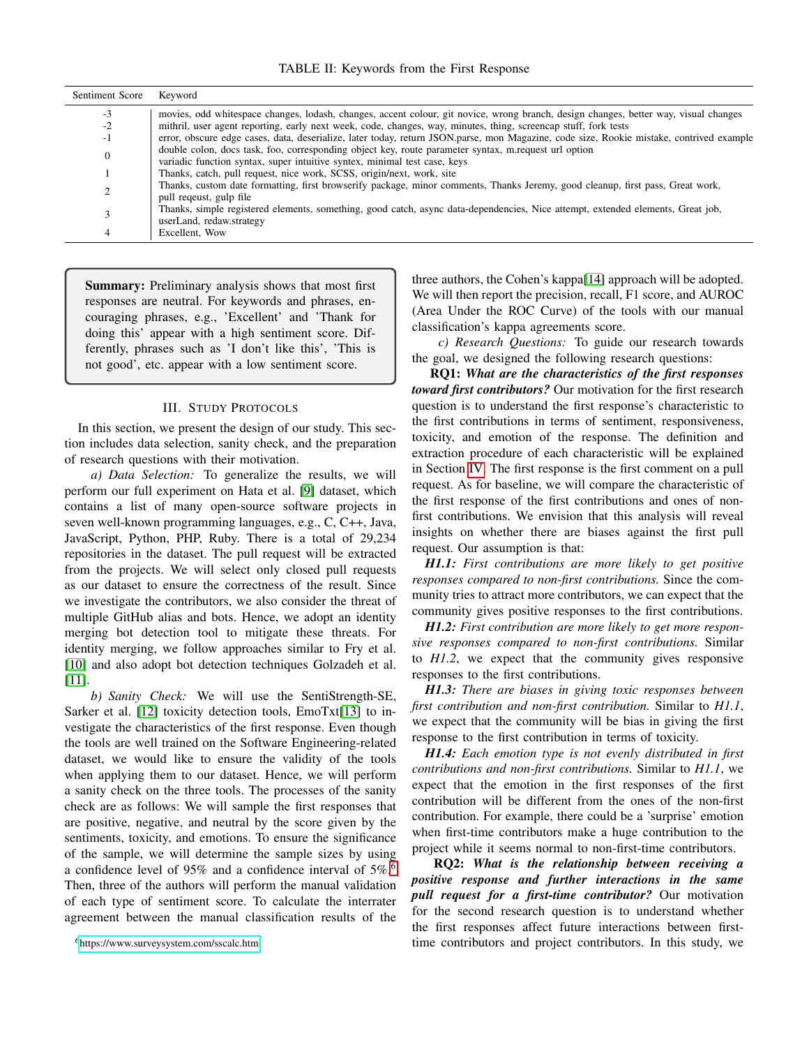TABLE II: Keywords from the First Response

| Sentiment Score | Keyword |
|---|---|
| -3 | movies, odd whitespace changes, lodash, changes, accent colour, git novice, wrong branch, design changes, better way, visual changes |
| -2 | mithril, user agent reporting, early next week, code, changes, way, minutes, thing, screencap stuff, fork tests |
| -1 | error, obscure edge cases, data, deserialize, later today, return JSON.parse, mon Magazine, code size, Rookie mistake, contrived example |
| 0 | double colon, docs task, foo, corresponding object key, route parameter syntax, m.request url option variadic function syntax, super intuitive syntex, minimal test case, keys |
| 1 | Thanks, catch, pull request, nice work, SCSS, origin/next, work, site |
| 2 | Thanks, custom date formatting, first browserify package, minor comments, Thanks Jeremy, good cleanup, first pass, Great work, pull reqeust, gulp file |
| 3 | Thanks, simple registered elements, something, good catch, async data-dependencies, Nice attempt, extended elements, Great job, userLand, redaw.strategy |
| 4 | Excellent, Wow |

> **Summary:** Preliminary analysis shows that most first responses are neutral. For keywords and phrases, encouraging phrases, e.g., 'Excellent' and 'Thank for doing this' appear with a high sentiment score. Differently, phrases such as 'I don't like this', 'This is not good', etc. appear with a low sentiment score.

## III. Study Protocols

In this section, we present the design of our study. This section includes data selection, sanity check, and the preparation of research questions with their motivation.

*a) Data Selection:* To generalize the results, we will perform our full experiment on Hata et al. [9] dataset, which contains a list of many open-source software projects in seven well-known programming languages, e.g., C, C++, Java, JavaScript, Python, PHP, Ruby. There is a total of 29,234 repositories in the dataset. The pull request will be extracted from the projects. We will select only closed pull requests as our dataset to ensure the correctness of the result. Since we investigate the contributors, we also consider the threat of multiple GitHub alias and bots. Hence, we adopt an identity merging bot detection tool to mitigate these threats. For identity merging, we follow approaches similar to Fry et al. [10] and also adopt bot detection techniques Golzadeh et al. [11].

*b) Sanity Check:* We will use the SentiStrength-SE, Sarker et al. [12] toxicity detection tools, EmoTxt[13] to investigate the characteristics of the first response. Even though the tools are well trained on the Software Engineering-related dataset, we would like to ensure the validity of the tools when applying them to our dataset. Hence, we will perform a sanity check on the three tools. The processes of the sanity check are as follows: We will sample the first responses that are positive, negative, and neutral by the score given by the sentiments, toxicity, and emotions. To ensure the significance of the sample, we will determine the sample sizes by using a confidence level of 95% and a confidence interval of 5%.[6] Then, three of the authors will perform the manual validation of each type of sentiment score. To calculate the interrater agreement between the manual classification results of the three authors, the Cohen's kappa[14] approach will be adopted. We will then report the precision, recall, F1 score, and AUROC (Area Under the ROC Curve) of the tools with our manual classification's kappa agreements score.

[6] https://www.surveysystem.com/sscalc.htm

*c) Research Questions:* To guide our research towards the goal, we designed the following research questions:

**RQ1:** ***What are the characteristics of the first responses toward first contributors?*** Our motivation for the first research question is to understand the first response's characteristic to the first contributions in terms of sentiment, responsiveness, toxicity, and emotion of the response. The definition and extraction procedure of each characteristic will be explained in Section IV. The first response is the first comment on a pull request. As for baseline, we will compare the characteristic of the first response of the first contributions and ones of non-first contributions. We envision that this analysis will reveal insights on whether there are biases against the first pull request. Our assumption is that:

***H1.1:*** *First contributions are more likely to get positive responses compared to non-first contributions.* Since the community tries to attract more contributors, we can expect that the community gives positive responses to the first contributions.

***H1.2:*** *First contribution are more likely to get more responsive responses compared to non-first contributions.* Similar to *H1.2*, we expect that the community gives responsive responses to the first contributions.

***H1.3:*** *There are biases in giving toxic responses between first contribution and non-first contribution.* Similar to *H1.1*, we expect that the community will be bias in giving the first response to the first contribution in terms of toxicity.

***H1.4:*** *Each emotion type is not evenly distributed in first contributions and non-first contributions.* Similar to *H1.1*, we expect that the emotion in the first responses of the first contribution will be different from the ones of the non-first contribution. For example, there could be a 'surprise' emotion when first-time contributors make a huge contribution to the project while it seems normal to non-first-time contributors.

**RQ2:** ***What is the relationship between receiving a positive response and further interactions in the same pull request for a first-time contributor?*** Our motivation for the second research question is to understand whether the first responses affect future interactions between first-time contributors and project contributors. In this study, we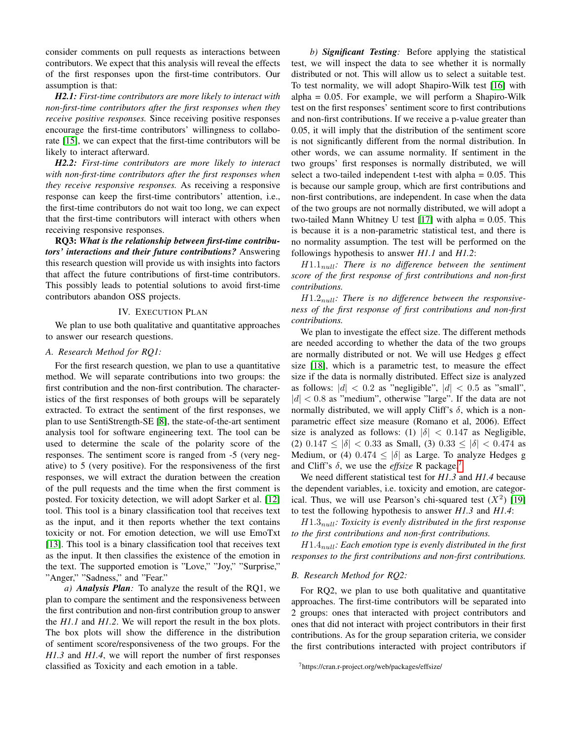consider comments on pull requests as interactions between contributors. We expect that this analysis will reveal the effects of the first responses upon the first-time contributors. Our assumption is that:

***H2.1:*** *First-time contributors are more likely to interact with non-first-time contributors after the first responses when they receive positive responses.* Since receiving positive responses encourage the first-time contributors' willingness to collaborate [15], we can expect that the first-time contributors will be likely to interact afterward.

***H2.2:*** *First-time contributors are more likely to interact with non-first-time contributors after the first responses when they receive responsive responses.* As receiving a responsive response can keep the first-time contributors' attention, i.e., the first-time contributors do not wait too long, we can expect that the first-time contributors will interact with others when receiving responsive responses.

**RQ3:** ***What is the relationship between first-time contributors' interactions and their future contributions?*** Answering this research question will provide us with insights into factors that affect the future contributions of first-time contributors. This possibly leads to potential solutions to avoid first-time contributors abandon OSS projects.

## IV. Execution Plan

We plan to use both qualitative and quantitative approaches to answer our research questions.

### A. Research Method for RQ1:

For the first research question, we plan to use a quantitative method. We will separate contributions into two groups: the first contribution and the non-first contribution. The characteristics of the first responses of both groups will be separately extracted. To extract the sentiment of the first responses, we plan to use SentiStrength-SE [8], the state-of-the-art sentiment analysis tool for software engineering text. The tool can be used to determine the scale of the polarity score of the responses. The sentiment score is ranged from -5 (very negative) to 5 (very positive). For the responsiveness of the first responses, we will extract the duration between the creation of the pull requests and the time when the first comment is posted. For toxicity detection, we will adopt Sarker et al. [12] tool. This tool is a binary classification tool that receives text as the input, and it then reports whether the text contains toxicity or not. For emotion detection, we will use EmoTxt [13]. This tool is a binary classification tool that receives text as the input. It then classifies the existence of the emotion in the text. The supported emotion is "Love," "Joy," "Surprise," "Anger," "Sadness," and "Fear."

*a)* ***Analysis Plan****:* To analyze the result of the RQ1, we plan to compare the sentiment and the responsiveness between the first contribution and non-first contribution group to answer the *H1.1* and *H1.2*. We will report the result in the box plots. The box plots will show the difference in the distribution of sentiment score/responsiveness of the two groups. For the *H1.3* and *H1.4*, we will report the number of first responses classified as Toxicity and each emotion in a table.

*b)* ***Significant Testing****:* Before applying the statistical test, we will inspect the data to see whether it is normally distributed or not. This will allow us to select a suitable test. To test normality, we will adopt Shapiro-Wilk test [16] with alpha = 0.05. For example, we will perform a Shapiro-Wilk test on the first responses' sentiment score to first contributions and non-first contributions. If we receive a p-value greater than 0.05, it will imply that the distribution of the sentiment score is not significantly different from the normal distribution. In other words, we can assume normality. If sentiment in the two groups' first responses is normally distributed, we will select a two-tailed independent t-test with alpha = 0.05. This is because our sample group, which are first contributions and non-first contributions, are independent. In case when the data of the two groups are not normally distributed, we will adopt a two-tailed Mann Whitney U test [17] with alpha = 0.05. This is because it is a non-parametric statistical test, and there is no normality assumption. The test will be performed on the followings hypothesis to answer *H1.1* and *H1.2*:

$H1.1_{null}$*: There is no difference between the sentiment score of the first response of first contributions and non-first contributions.*

$H1.2_{null}$*: There is no difference between the responsiveness of the first response of first contributions and non-first contributions.*

We plan to investigate the effect size. The different methods are needed according to whether the data of the two groups are normally distributed or not. We will use Hedges g effect size [18], which is a parametric test, to measure the effect size if the data is normally distributed. Effect size is analyzed as follows: $|d| < 0.2$ as "negligible", $|d| < 0.5$ as "small", $|d| < 0.8$ as "medium", otherwise "large". If the data are not normally distributed, we will apply Cliff's $\delta$, which is a non-parametric effect size measure (Romano et al, 2006). Effect size is analyzed as follows: (1) $|\delta| < 0.147$ as Negligible, (2) $0.147 \leq |\delta| < 0.33$ as Small, (3) $0.33 \leq |\delta| < 0.474$ as Medium, or (4) $0.474 \leq |\delta|$ as Large. To analyze Hedges g and Cliff's $\delta$, we use the *effsize* R package.[7]

We need different statistical test for *H1.3* and *H1.4* because the dependent variables, i.e. toxicity and emotion, are categorical. Thus, we will use Pearson's chi-squared test ($X^2$) [19] to test the following hypothesis to answer *H1.3* and *H1.4*:

$H1.3_{null}$*: Toxicity is evenly distributed in the first response to the first contributions and non-first contributions.*

$H1.4_{null}$*: Each emotion type is evenly distributed in the first responses to the first contributions and non-first contributions.*

### B. Research Method for RQ2:

For RQ2, we plan to use both qualitative and quantitative approaches. The first-time contributors will be separated into 2 groups: ones that interacted with project contributors and ones that did not interact with project contributors in their first contributions. As for the group separation criteria, we consider the first contributions interacted with project contributors if

[7] https://cran.r-project.org/web/packages/effsize/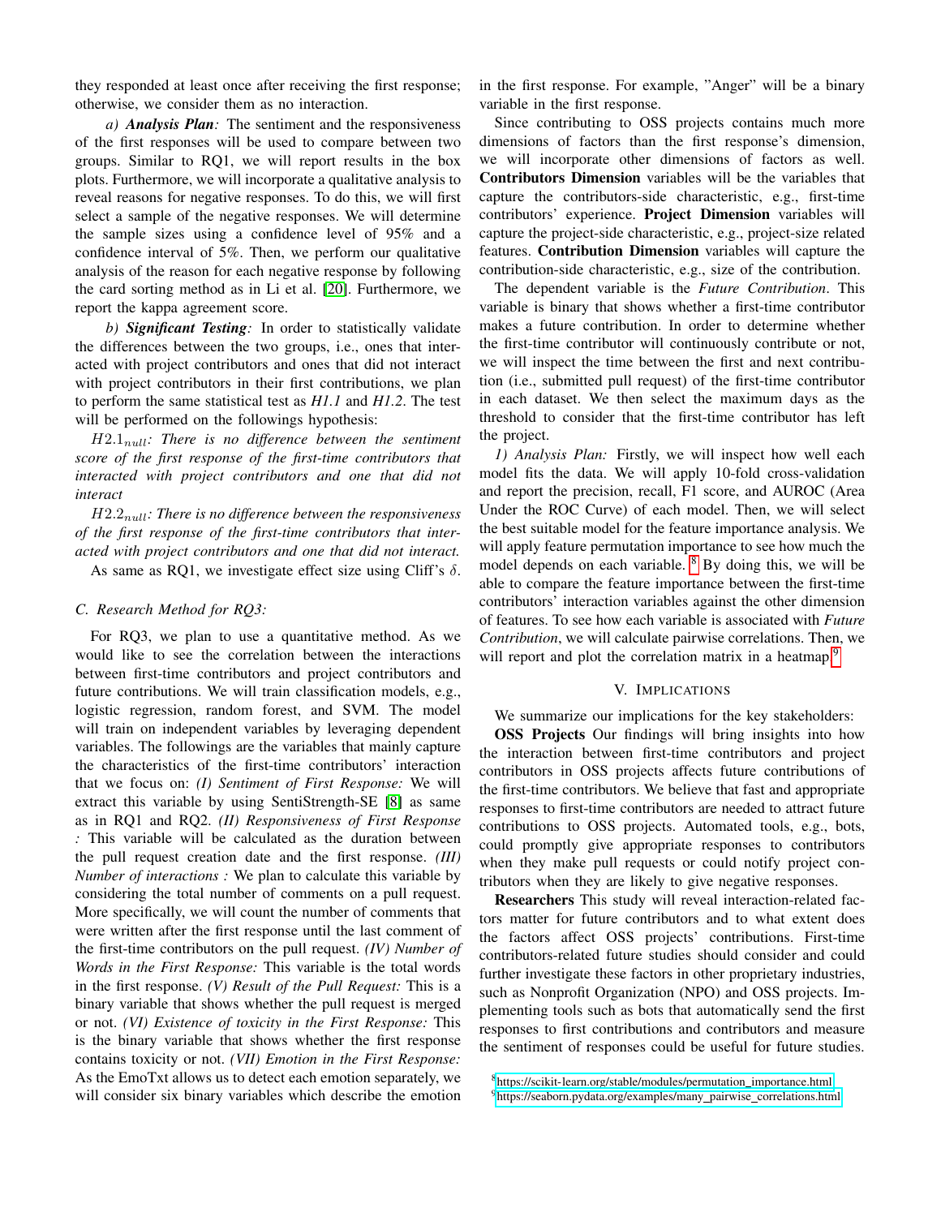they responded at least once after receiving the first response; otherwise, we consider them as no interaction.

*a) **Analysis Plan**:* The sentiment and the responsiveness of the first responses will be used to compare between two groups. Similar to RQ1, we will report results in the box plots. Furthermore, we will incorporate a qualitative analysis to reveal reasons for negative responses. To do this, we will first select a sample of the negative responses. We will determine the sample sizes using a confidence level of 95% and a confidence interval of 5%. Then, we perform our qualitative analysis of the reason for each negative response by following the card sorting method as in Li et al. [20]. Furthermore, we report the kappa agreement score.

*b) **Significant Testing**:* In order to statistically validate the differences between the two groups, i.e., ones that interacted with project contributors and ones that did not interact with project contributors in their first contributions, we plan to perform the same statistical test as *H1.1* and *H1.2*. The test will be performed on the followings hypothesis:

$H2.1_{null}$: *There is no difference between the sentiment score of the first response of the first-time contributors that interacted with project contributors and one that did not interact*

$H2.2_{null}$: *There is no difference between the responsiveness of the first response of the first-time contributors that interacted with project contributors and one that did not interact.*

As same as RQ1, we investigate effect size using Cliff's $\delta$.

## C. Research Method for RQ3:

For RQ3, we plan to use a quantitative method. As we would like to see the correlation between the interactions between first-time contributors and project contributors and future contributions. We will train classification models, e.g., logistic regression, random forest, and SVM. The model will train on independent variables by leveraging dependent variables. The followings are the variables that mainly capture the characteristics of the first-time contributors' interaction that we focus on: *(I) Sentiment of First Response:* We will extract this variable by using SentiStrength-SE [8] as same as in RQ1 and RQ2. *(II) Responsiveness of First Response :* This variable will be calculated as the duration between the pull request creation date and the first response. *(III) Number of interactions :* We plan to calculate this variable by considering the total number of comments on a pull request. More specifically, we will count the number of comments that were written after the first response until the last comment of the first-time contributors on the pull request. *(IV) Number of Words in the First Response:* This variable is the total words in the first response. *(V) Result of the Pull Request:* This is a binary variable that shows whether the pull request is merged or not. *(VI) Existence of toxicity in the First Response:* This is the binary variable that shows whether the first response contains toxicity or not. *(VII) Emotion in the First Response:* As the EmoTxt allows us to detect each emotion separately, we will consider six binary variables which describe the emotion in the first response. For example, "Anger" will be a binary variable in the first response.

Since contributing to OSS projects contains much more dimensions of factors than the first response's dimension, we will incorporate other dimensions of factors as well. **Contributors Dimension** variables will be the variables that capture the contributors-side characteristic, e.g., first-time contributors' experience. **Project Dimension** variables will capture the project-side characteristic, e.g., project-size related features. **Contribution Dimension** variables will capture the contribution-side characteristic, e.g., size of the contribution.

The dependent variable is the *Future Contribution*. This variable is binary that shows whether a first-time contributor makes a future contribution. In order to determine whether the first-time contributor will continuously contribute or not, we will inspect the time between the first and next contribution (i.e., submitted pull request) of the first-time contributor in each dataset. We then select the maximum days as the threshold to consider that the first-time contributor has left the project.

*1) Analysis Plan:* Firstly, we will inspect how well each model fits the data. We will apply 10-fold cross-validation and report the precision, recall, F1 score, and AUROC (Area Under the ROC Curve) of each model. Then, we will select the best suitable model for the feature importance analysis. We will apply feature permutation importance to see how much the model depends on each variable. [8] By doing this, we will be able to compare the feature importance between the first-time contributors' interaction variables against the other dimension of features. To see how each variable is associated with *Future Contribution*, we will calculate pairwise correlations. Then, we will report and plot the correlation matrix in a heatmap.[9]

## V. Implications

We summarize our implications for the key stakeholders:

**OSS Projects** Our findings will bring insights into how the interaction between first-time contributors and project contributors in OSS projects affects future contributions of the first-time contributors. We believe that fast and appropriate responses to first-time contributors are needed to attract future contributions to OSS projects. Automated tools, e.g., bots, could promptly give appropriate responses to contributors when they make pull requests or could notify project contributors when they are likely to give negative responses.

**Researchers** This study will reveal interaction-related factors matter for future contributors and to what extent does the factors affect OSS projects' contributions. First-time contributors-related future studies should consider and could further investigate these factors in other proprietary industries, such as Nonprofit Organization (NPO) and OSS projects. Implementing tools such as bots that automatically send the first responses to first contributions and contributors and measure the sentiment of responses could be useful for future studies.

[8] https://scikit-learn.org/stable/modules/permutation_importance.html

[9] https://seaborn.pydata.org/examples/many_pairwise_correlations.html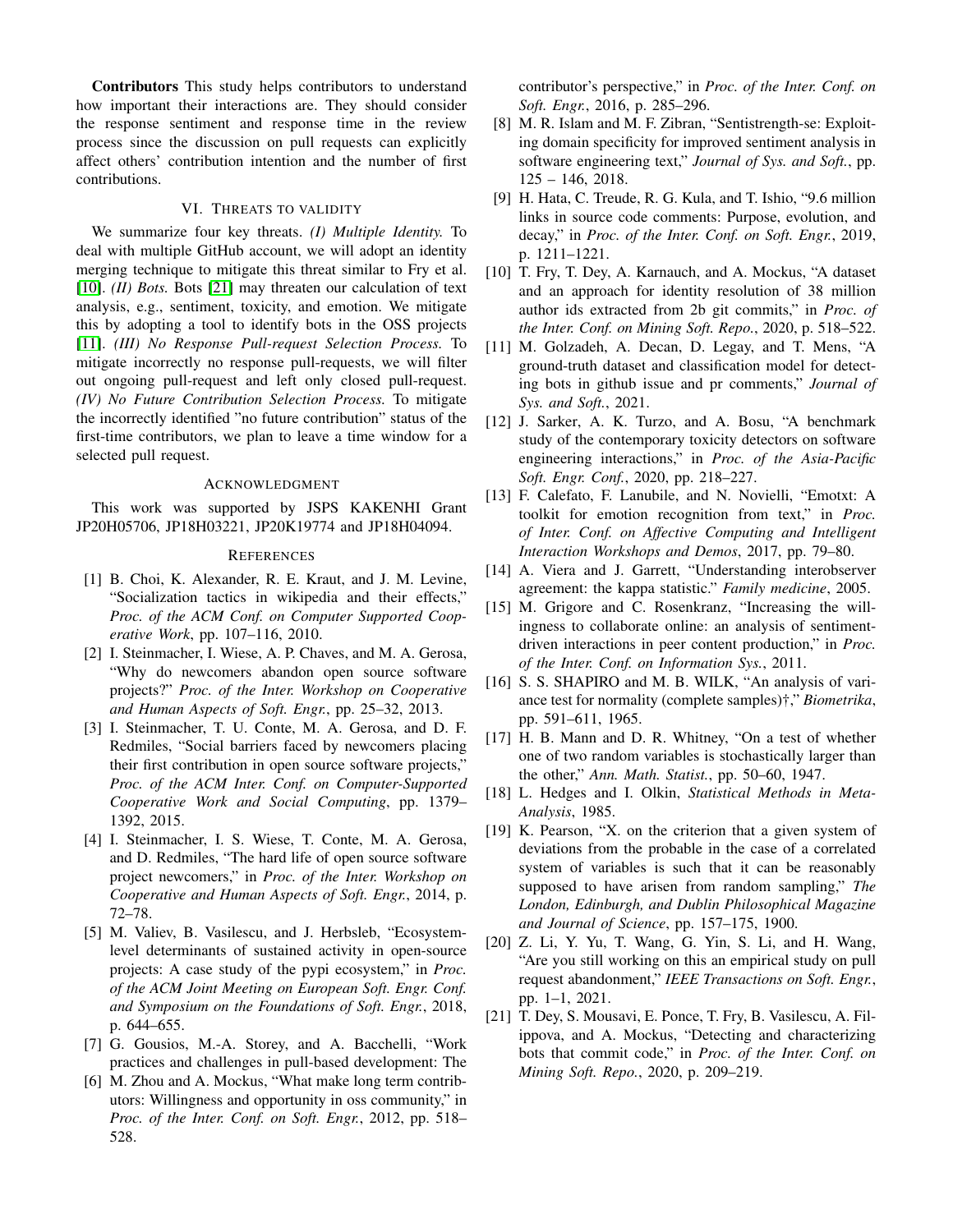**Contributors** This study helps contributors to understand how important their interactions are. They should consider the response sentiment and response time in the review process since the discussion on pull requests can explicitly affect others' contribution intention and the number of first contributions.

## VI. Threats to Validity

We summarize four key threats. *(I) Multiple Identity.* To deal with multiple GitHub account, we will adopt an identity merging technique to mitigate this threat similar to Fry et al. [10]. *(II) Bots.* Bots [21] may threaten our calculation of text analysis, e.g., sentiment, toxicity, and emotion. We mitigate this by adopting a tool to identify bots in the OSS projects [11]. *(III) No Response Pull-request Selection Process.* To mitigate incorrectly no response pull-requests, we will filter out ongoing pull-request and left only closed pull-request. *(IV) No Future Contribution Selection Process.* To mitigate the incorrectly identified "no future contribution" status of the first-time contributors, we plan to leave a time window for a selected pull request.

## Acknowledgment

This work was supported by JSPS KAKENHI Grant JP20H05706, JP18H03221, JP20K19774 and JP18H04094.

## References

[1] B. Choi, K. Alexander, R. E. Kraut, and J. M. Levine, "Socialization tactics in wikipedia and their effects," *Proc. of the ACM Conf. on Computer Supported Cooperative Work*, pp. 107–116, 2010.

[2] I. Steinmacher, I. Wiese, A. P. Chaves, and M. A. Gerosa, "Why do newcomers abandon open source software projects?" *Proc. of the Inter. Workshop on Cooperative and Human Aspects of Soft. Engr.*, pp. 25–32, 2013.

[3] I. Steinmacher, T. U. Conte, M. A. Gerosa, and D. F. Redmiles, "Social barriers faced by newcomers placing their first contribution in open source software projects," *Proc. of the ACM Inter. Conf. on Computer-Supported Cooperative Work and Social Computing*, pp. 1379–1392, 2015.

[4] I. Steinmacher, I. S. Wiese, T. Conte, M. A. Gerosa, and D. Redmiles, "The hard life of open source software project newcomers," in *Proc. of the Inter. Workshop on Cooperative and Human Aspects of Soft. Engr.*, 2014, p. 72–78.

[5] M. Valiev, B. Vasilescu, and J. Herbsleb, "Ecosystem-level determinants of sustained activity in open-source projects: A case study of the pypi ecosystem," in *Proc. of the ACM Joint Meeting on European Soft. Engr. Conf. and Symposium on the Foundations of Soft. Engr.*, 2018, p. 644–655.

[7] G. Gousios, M.-A. Storey, and A. Bacchelli, "Work practices and challenges in pull-based development: The contributor's perspective," in *Proc. of the Inter. Conf. on Soft. Engr.*, 2016, p. 285–296.

[6] M. Zhou and A. Mockus, "What make long term contributors: Willingness and opportunity in oss community," in *Proc. of the Inter. Conf. on Soft. Engr.*, 2012, pp. 518–528.

[8] M. R. Islam and M. F. Zibran, "Sentistrength-se: Exploiting domain specificity for improved sentiment analysis in software engineering text," *Journal of Sys. and Soft.*, pp. 125 – 146, 2018.

[9] H. Hata, C. Treude, R. G. Kula, and T. Ishio, "9.6 million links in source code comments: Purpose, evolution, and decay," in *Proc. of the Inter. Conf. on Soft. Engr.*, 2019, p. 1211–1221.

[10] T. Fry, T. Dey, A. Karnauch, and A. Mockus, "A dataset and an approach for identity resolution of 38 million author ids extracted from 2b git commits," in *Proc. of the Inter. Conf. on Mining Soft. Repo.*, 2020, p. 518–522.

[11] M. Golzadeh, A. Decan, D. Legay, and T. Mens, "A ground-truth dataset and classification model for detecting bots in github issue and pr comments," *Journal of Sys. and Soft.*, 2021.

[12] J. Sarker, A. K. Turzo, and A. Bosu, "A benchmark study of the contemporary toxicity detectors on software engineering interactions," in *Proc. of the Asia-Pacific Soft. Engr. Conf.*, 2020, pp. 218–227.

[13] F. Calefato, F. Lanubile, and N. Novielli, "Emotxt: A toolkit for emotion recognition from text," in *Proc. of Inter. Conf. on Affective Computing and Intelligent Interaction Workshops and Demos*, 2017, pp. 79–80.

[14] A. Viera and J. Garrett, "Understanding interobserver agreement: the kappa statistic." *Family medicine*, 2005.

[15] M. Grigore and C. Rosenkranz, "Increasing the willingness to collaborate online: an analysis of sentiment-driven interactions in peer content production," in *Proc. of the Inter. Conf. on Information Sys.*, 2011.

[16] S. S. SHAPIRO and M. B. WILK, "An analysis of variance test for normality (complete samples)†," *Biometrika*, pp. 591–611, 1965.

[17] H. B. Mann and D. R. Whitney, "On a test of whether one of two random variables is stochastically larger than the other," *Ann. Math. Statist.*, pp. 50–60, 1947.

[18] L. Hedges and I. Olkin, *Statistical Methods in Meta-Analysis*, 1985.

[19] K. Pearson, "X. on the criterion that a given system of deviations from the probable in the case of a correlated system of variables is such that it can be reasonably supposed to have arisen from random sampling," *The London, Edinburgh, and Dublin Philosophical Magazine and Journal of Science*, pp. 157–175, 1900.

[20] Z. Li, Y. Yu, T. Wang, G. Yin, S. Li, and H. Wang, "Are you still working on this an empirical study on pull request abandonment," *IEEE Transactions on Soft. Engr.*, pp. 1–1, 2021.

[21] T. Dey, S. Mousavi, E. Ponce, T. Fry, B. Vasilescu, A. Filippova, and A. Mockus, "Detecting and characterizing bots that commit code," in *Proc. of the Inter. Conf. on Mining Soft. Repo.*, 2020, p. 209–219.